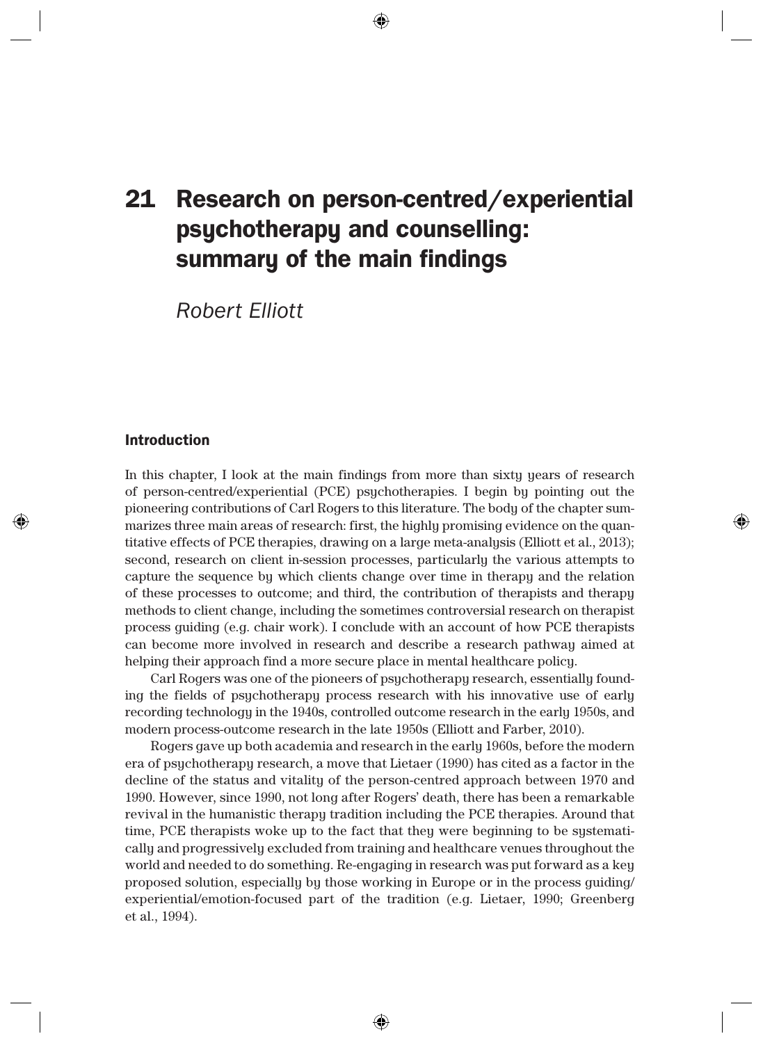# 21 Research on person-centred/experiential psychotherapy and counselling: summary of the main findings

*Robert Elliott*

## Introduction

In this chapter, I look at the main findings from more than sixty years of research of person-centred/experiential (PCE) psychotherapies. I begin by pointing out the pioneering contributions of Carl Rogers to this literature. The body of the chapter summarizes three main areas of research: first, the highly promising evidence on the quantitative effects of PCE therapies, drawing on a large meta-analysis (Elliott et al., 2013); second, research on client in-session processes, particularly the various attempts to capture the sequence by which clients change over time in therapy and the relation of these processes to outcome; and third, the contribution of therapists and therapy methods to client change, including the sometimes controversial research on therapist process guiding (e.g. chair work). I conclude with an account of how PCE therapists can become more involved in research and describe a research pathway aimed at helping their approach find a more secure place in mental healthcare policy.

Carl Rogers was one of the pioneers of psychotherapy research, essentially founding the fields of psychotherapy process research with his innovative use of early recording technology in the 1940s, controlled outcome research in the early 1950s, and modern process-outcome research in the late 1950s (Elliott and Farber, 2010).

Rogers gave up both academia and research in the early 1960s, before the modern era of psychotherapy research, a move that Lietaer (1990) has cited as a factor in the decline of the status and vitality of the person-centred approach between 1970 and 1990. However, since 1990, not long after Rogers' death, there has been a remarkable revival in the humanistic therapy tradition including the PCE therapies. Around that time, PCE therapists woke up to the fact that they were beginning to be systematically and progressively excluded from training and healthcare venues throughout the world and needed to do something. Re-engaging in research was put forward as a key proposed solution, especially by those working in Europe or in the process guiding/experiential/emotion-focused part of the tradition (e.g. Lietaer, 1990; Greenberg et al., 1994).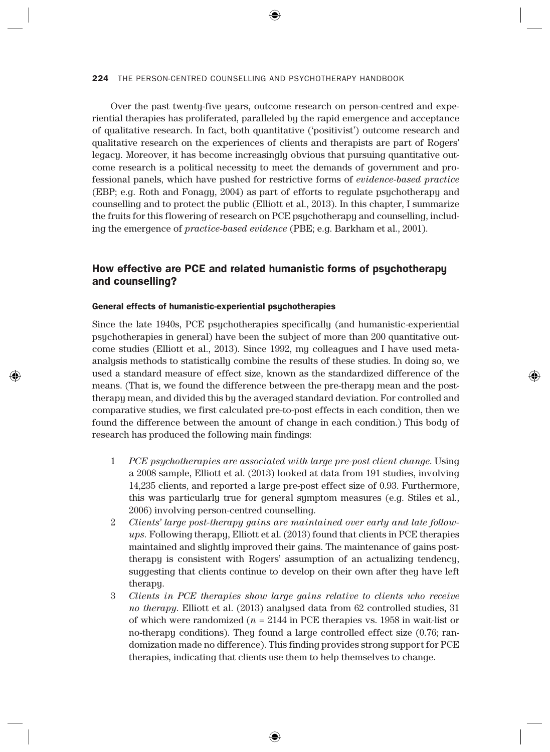Over the past twenty-five years, outcome research on person-centred and experiential therapies has proliferated, paralleled by the rapid emergence and acceptance of qualitative research. In fact, both quantitative ('positivist') outcome research and qualitative research on the experiences of clients and therapists are part of Rogers' legacy. Moreover, it has become increasingly obvious that pursuing quantitative outcome research is a political necessity to meet the demands of government and professional panels, which have pushed for restrictive forms of *evidence-based practice* (EBP; e.g. Roth and Fonagy, 2004) as part of efforts to regulate psychotherapy and counselling and to protect the public (Elliott et al., 2013). In this chapter, I summarize the fruits for this flowering of research on PCE psychotherapy and counselling, including the emergence of *practice-based evidence* (PBE; e.g. Barkham et al., 2001).

## How effective are PCE and related humanistic forms of psychotherapy and counselling?

### General effects of humanistic-experiential psychotherapies

Since the late 1940s, PCE psychotherapies specifically (and humanistic-experiential psychotherapies in general) have been the subject of more than 200 quantitative outcome studies (Elliott et al., 2013). Since 1992, my colleagues and I have used meta-analysis methods to statistically combine the results of these studies. In doing so, we used a standard measure of effect size, known as the standardized difference of the means. (That is, we found the difference between the pre-therapy mean and the post-therapy mean, and divided this by the averaged standard deviation. For controlled and comparative studies, we first calculated pre-to-post effects in each condition, then we found the difference between the amount of change in each condition.) This body of research has produced the following main findings:

1. *PCE psychotherapies are associated with large pre-post client change.* Using a 2008 sample, Elliott et al. (2013) looked at data from 191 studies, involving 14,235 clients, and reported a large pre-post effect size of 0.93. Furthermore, this was particularly true for general symptom measures (e.g. Stiles et al., 2006) involving person-centred counselling.
2. *Clients' large post-therapy gains are maintained over early and late follow-ups.* Following therapy, Elliott et al. (2013) found that clients in PCE therapies maintained and slightly improved their gains. The maintenance of gains post-therapy is consistent with Rogers' assumption of an actualizing tendency, suggesting that clients continue to develop on their own after they have left therapy.
3. *Clients in PCE therapies show large gains relative to clients who receive no therapy.* Elliott et al. (2013) analysed data from 62 controlled studies, 31 of which were randomized ($n = 2144$ in PCE therapies vs. 1958 in wait-list or no-therapy conditions). They found a large controlled effect size (0.76; randomization made no difference). This finding provides strong support for PCE therapies, indicating that clients use them to help themselves to change.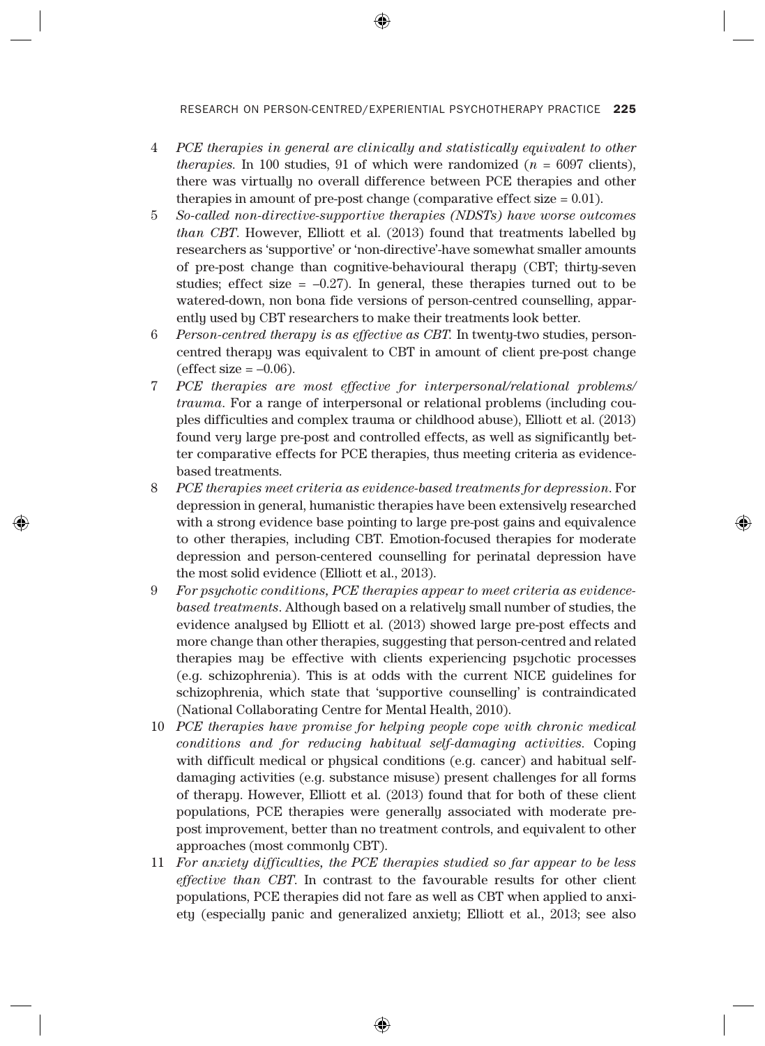4 *PCE therapies in general are clinically and statistically equivalent to other therapies.* In 100 studies, 91 of which were randomized ($n$ = 6097 clients), there was virtually no overall difference between PCE therapies and other therapies in amount of pre-post change (comparative effect size = 0.01).

5 *So-called non-directive-supportive therapies (NDSTs) have worse outcomes than CBT.* However, Elliott et al. (2013) found that treatments labelled by researchers as 'supportive' or 'non-directive'-have somewhat smaller amounts of pre-post change than cognitive-behavioural therapy (CBT; thirty-seven studies; effect size = –0.27). In general, these therapies turned out to be watered-down, non bona fide versions of person-centred counselling, apparently used by CBT researchers to make their treatments look better.

6 *Person-centred therapy is as effective as CBT.* In twenty-two studies, person-centred therapy was equivalent to CBT in amount of client pre-post change (effect size = –0.06).

7 *PCE therapies are most effective for interpersonal/relational problems/ trauma.* For a range of interpersonal or relational problems (including couples difficulties and complex trauma or childhood abuse), Elliott et al. (2013) found very large pre-post and controlled effects, as well as significantly better comparative effects for PCE therapies, thus meeting criteria as evidence-based treatments.

8 *PCE therapies meet criteria as evidence-based treatments for depression.* For depression in general, humanistic therapies have been extensively researched with a strong evidence base pointing to large pre-post gains and equivalence to other therapies, including CBT. Emotion-focused therapies for moderate depression and person-centered counselling for perinatal depression have the most solid evidence (Elliott et al., 2013).

9 *For psychotic conditions, PCE therapies appear to meet criteria as evidence-based treatments.* Although based on a relatively small number of studies, the evidence analysed by Elliott et al. (2013) showed large pre-post effects and more change than other therapies, suggesting that person-centred and related therapies may be effective with clients experiencing psychotic processes (e.g. schizophrenia). This is at odds with the current NICE guidelines for schizophrenia, which state that 'supportive counselling' is contraindicated (National Collaborating Centre for Mental Health, 2010).

10 *PCE therapies have promise for helping people cope with chronic medical conditions and for reducing habitual self-damaging activities.* Coping with difficult medical or physical conditions (e.g. cancer) and habitual self-damaging activities (e.g. substance misuse) present challenges for all forms of therapy. However, Elliott et al. (2013) found that for both of these client populations, PCE therapies were generally associated with moderate pre-post improvement, better than no treatment controls, and equivalent to other approaches (most commonly CBT).

11 *For anxiety difficulties, the PCE therapies studied so far appear to be less effective than CBT.* In contrast to the favourable results for other client populations, PCE therapies did not fare as well as CBT when applied to anxiety (especially panic and generalized anxiety; Elliott et al., 2013; see also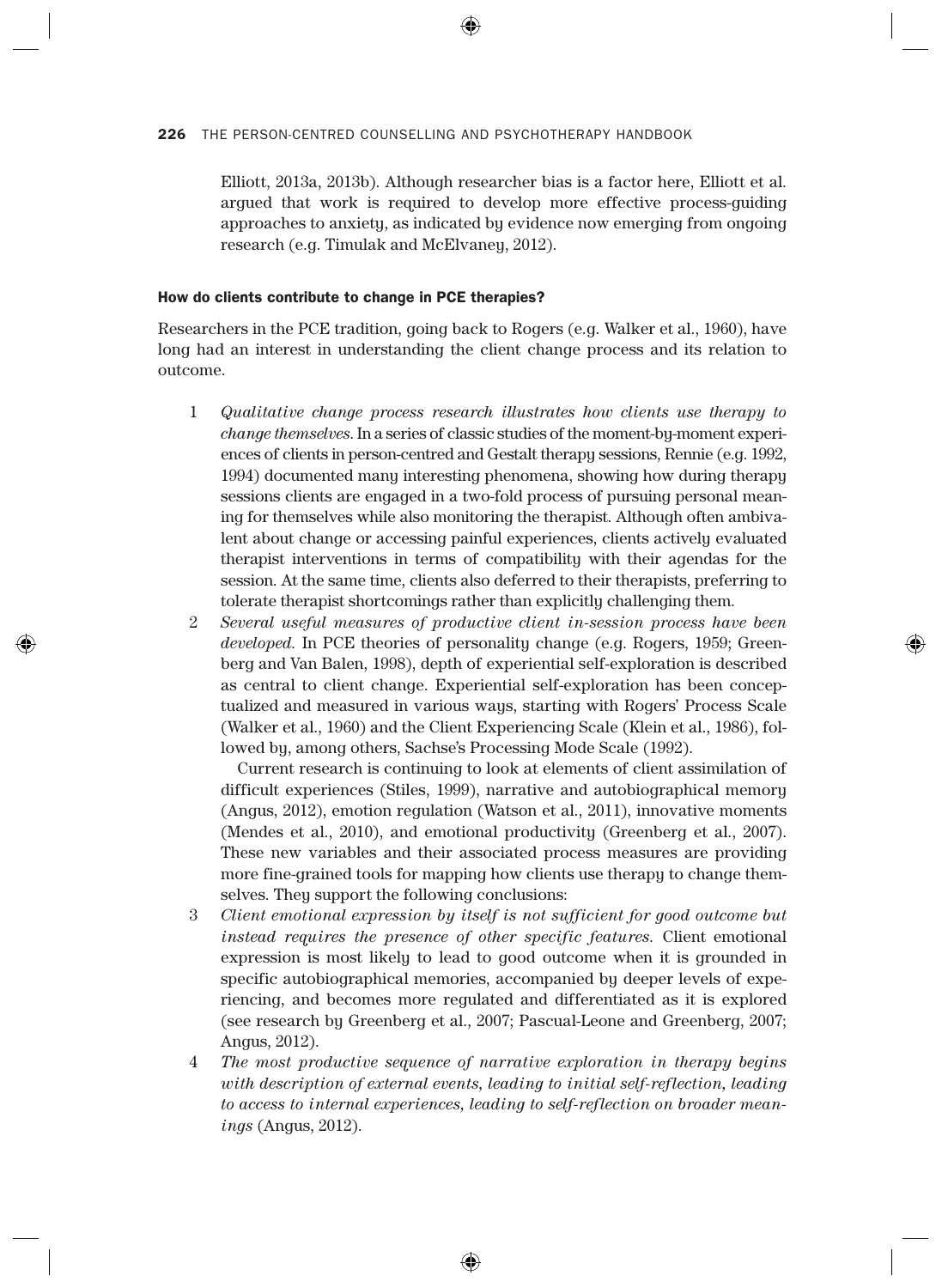Elliott, 2013a, 2013b). Although researcher bias is a factor here, Elliott et al. argued that work is required to develop more effective process-guiding approaches to anxiety, as indicated by evidence now emerging from ongoing research (e.g. Timulak and McElvaney, 2012).

#### How do clients contribute to change in PCE therapies?

Researchers in the PCE tradition, going back to Rogers (e.g. Walker et al., 1960), have long had an interest in understanding the client change process and its relation to outcome.

1. *Qualitative change process research illustrates how clients use therapy to change themselves.* In a series of classic studies of the moment-by-moment experiences of clients in person-centred and Gestalt therapy sessions, Rennie (e.g. 1992, 1994) documented many interesting phenomena, showing how during therapy sessions clients are engaged in a two-fold process of pursuing personal meaning for themselves while also monitoring the therapist. Although often ambivalent about change or accessing painful experiences, clients actively evaluated therapist interventions in terms of compatibility with their agendas for the session. At the same time, clients also deferred to their therapists, preferring to tolerate therapist shortcomings rather than explicitly challenging them.
2. *Several useful measures of productive client in-session process have been developed.* In PCE theories of personality change (e.g. Rogers, 1959; Greenberg and Van Balen, 1998), depth of experiential self-exploration is described as central to client change. Experiential self-exploration has been conceptualized and measured in various ways, starting with Rogers' Process Scale (Walker et al., 1960) and the Client Experiencing Scale (Klein et al., 1986), followed by, among others, Sachse's Processing Mode Scale (1992).

   Current research is continuing to look at elements of client assimilation of difficult experiences (Stiles, 1999), narrative and autobiographical memory (Angus, 2012), emotion regulation (Watson et al., 2011), innovative moments (Mendes et al., 2010), and emotional productivity (Greenberg et al., 2007). These new variables and their associated process measures are providing more fine-grained tools for mapping how clients use therapy to change themselves. They support the following conclusions:
3. *Client emotional expression by itself is not sufficient for good outcome but instead requires the presence of other specific features.* Client emotional expression is most likely to lead to good outcome when it is grounded in specific autobiographical memories, accompanied by deeper levels of experiencing, and becomes more regulated and differentiated as it is explored (see research by Greenberg et al., 2007; Pascual-Leone and Greenberg, 2007; Angus, 2012).
4. *The most productive sequence of narrative exploration in therapy begins with description of external events, leading to initial self-reflection, leading to access to internal experiences, leading to self-reflection on broader meanings* (Angus, 2012).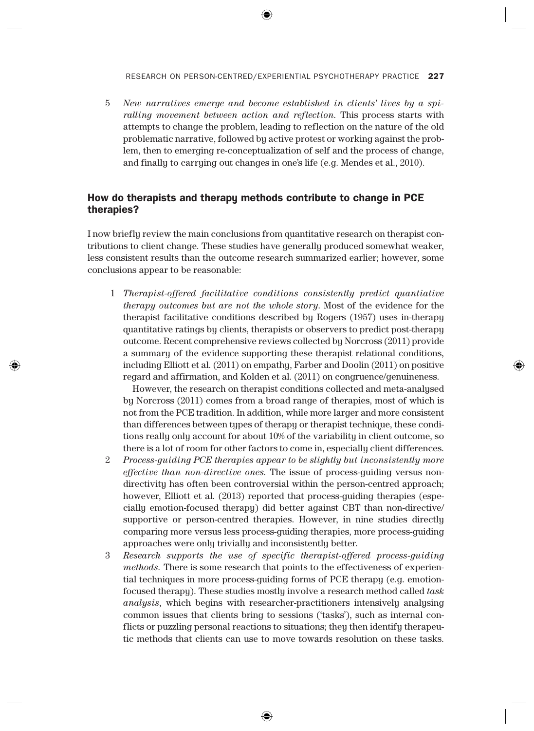5 *New narratives emerge and become established in clients' lives by a spiralling movement between action and reflection.* This process starts with attempts to change the problem, leading to reflection on the nature of the old problematic narrative, followed by active protest or working against the problem, then to emerging re-conceptualization of self and the process of change, and finally to carrying out changes in one's life (e.g. Mendes et al., 2010).

## How do therapists and therapy methods contribute to change in PCE therapies?

I now briefly review the main conclusions from quantitative research on therapist contributions to client change. These studies have generally produced somewhat weaker, less consistent results than the outcome research summarized earlier; however, some conclusions appear to be reasonable:

1 *Therapist-offered facilitative conditions consistently predict quantiative therapy outcomes but are not the whole story.* Most of the evidence for the therapist facilitative conditions described by Rogers (1957) uses in-therapy quantitative ratings by clients, therapists or observers to predict post-therapy outcome. Recent comprehensive reviews collected by Norcross (2011) provide a summary of the evidence supporting these therapist relational conditions, including Elliott et al. (2011) on empathy, Farber and Doolin (2011) on positive regard and affirmation, and Kolden et al. (2011) on congruence/genuineness.

   However, the research on therapist conditions collected and meta-analysed by Norcross (2011) comes from a broad range of therapies, most of which is not from the PCE tradition. In addition, while more larger and more consistent than differences between types of therapy or therapist technique, these conditions really only account for about 10% of the variability in client outcome, so there is a lot of room for other factors to come in, especially client differences.

2 *Process-guiding PCE therapies appear to be slightly but inconsistently more effective than non-directive ones.* The issue of process-guiding versus non-directivity has often been controversial within the person-centred approach; however, Elliott et al. (2013) reported that process-guiding therapies (especially emotion-focused therapy) did better against CBT than non-directive/supportive or person-centred therapies. However, in nine studies directly comparing more versus less process-guiding therapies, more process-guiding approaches were only trivially and inconsistently better.

3 *Research supports the use of specific therapist-offered process-guiding methods.* There is some research that points to the effectiveness of experiential techniques in more process-guiding forms of PCE therapy (e.g. emotion-focused therapy). These studies mostly involve a research method called *task analysis*, which begins with researcher-practitioners intensively analysing common issues that clients bring to sessions ('tasks'), such as internal conflicts or puzzling personal reactions to situations; they then identify therapeutic methods that clients can use to move towards resolution on these tasks.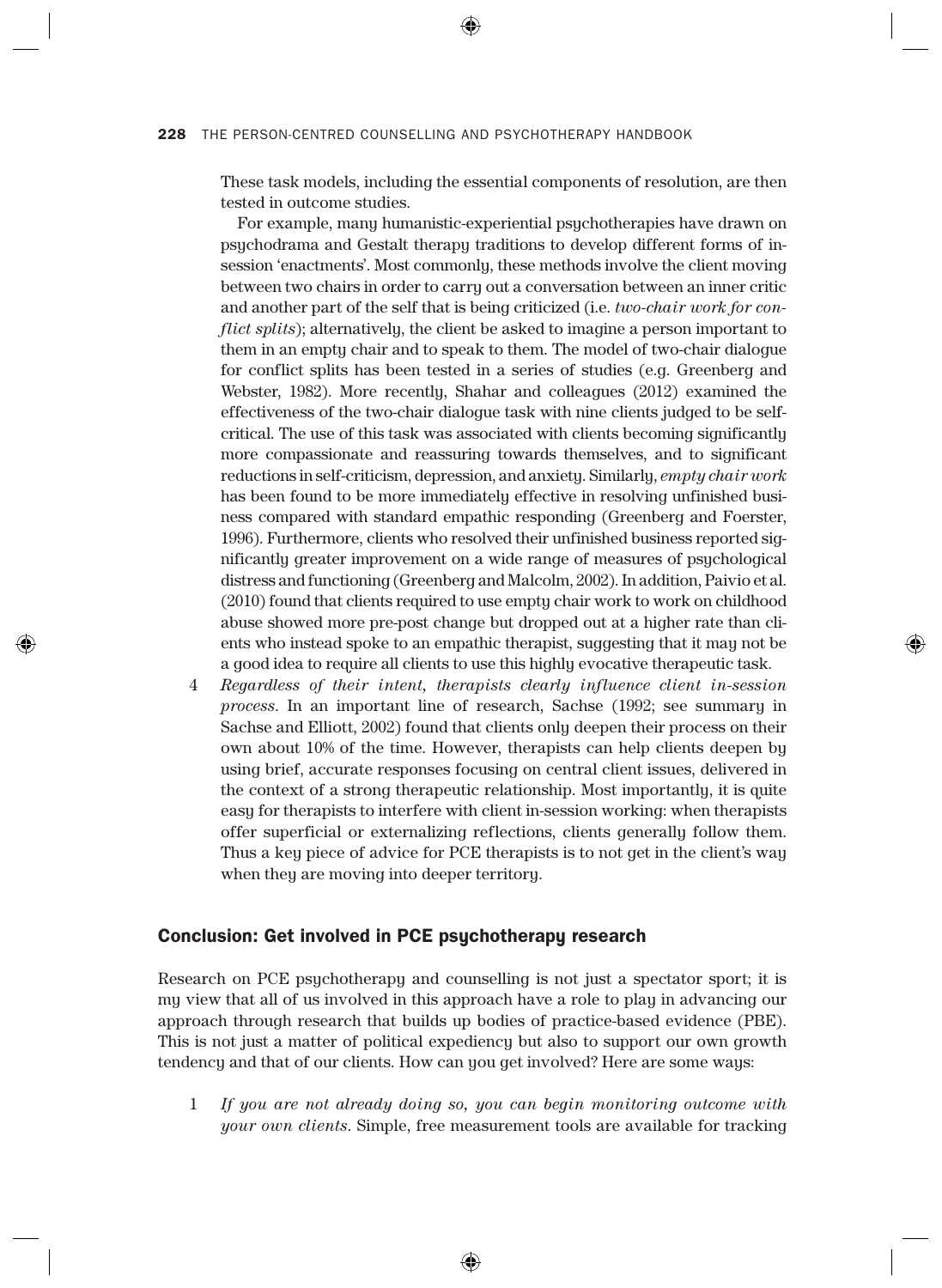These task models, including the essential components of resolution, are then tested in outcome studies.

For example, many humanistic-experiential psychotherapies have drawn on psychodrama and Gestalt therapy traditions to develop different forms of in-session 'enactments'. Most commonly, these methods involve the client moving between two chairs in order to carry out a conversation between an inner critic and another part of the self that is being criticized (i.e. *two-chair work for conflict splits*); alternatively, the client be asked to imagine a person important to them in an empty chair and to speak to them. The model of two-chair dialogue for conflict splits has been tested in a series of studies (e.g. Greenberg and Webster, 1982). More recently, Shahar and colleagues (2012) examined the effectiveness of the two-chair dialogue task with nine clients judged to be self-critical. The use of this task was associated with clients becoming significantly more compassionate and reassuring towards themselves, and to significant reductions in self-criticism, depression, and anxiety. Similarly, *empty chair work* has been found to be more immediately effective in resolving unfinished business compared with standard empathic responding (Greenberg and Foerster, 1996). Furthermore, clients who resolved their unfinished business reported significantly greater improvement on a wide range of measures of psychological distress and functioning (Greenberg and Malcolm, 2002). In addition, Paivio et al. (2010) found that clients required to use empty chair work to work on childhood abuse showed more pre-post change but dropped out at a higher rate than clients who instead spoke to an empathic therapist, suggesting that it may not be a good idea to require all clients to use this highly evocative therapeutic task.

4. *Regardless of their intent, therapists clearly influence client in-session process.* In an important line of research, Sachse (1992; see summary in Sachse and Elliott, 2002) found that clients only deepen their process on their own about 10% of the time. However, therapists can help clients deepen by using brief, accurate responses focusing on central client issues, delivered in the context of a strong therapeutic relationship. Most importantly, it is quite easy for therapists to interfere with client in-session working: when therapists offer superficial or externalizing reflections, clients generally follow them. Thus a key piece of advice for PCE therapists is to not get in the client's way when they are moving into deeper territory.

## Conclusion: Get involved in PCE psychotherapy research

Research on PCE psychotherapy and counselling is not just a spectator sport; it is my view that all of us involved in this approach have a role to play in advancing our approach through research that builds up bodies of practice-based evidence (PBE). This is not just a matter of political expediency but also to support our own growth tendency and that of our clients. How can you get involved? Here are some ways:

1. *If you are not already doing so, you can begin monitoring outcome with your own clients.* Simple, free measurement tools are available for tracking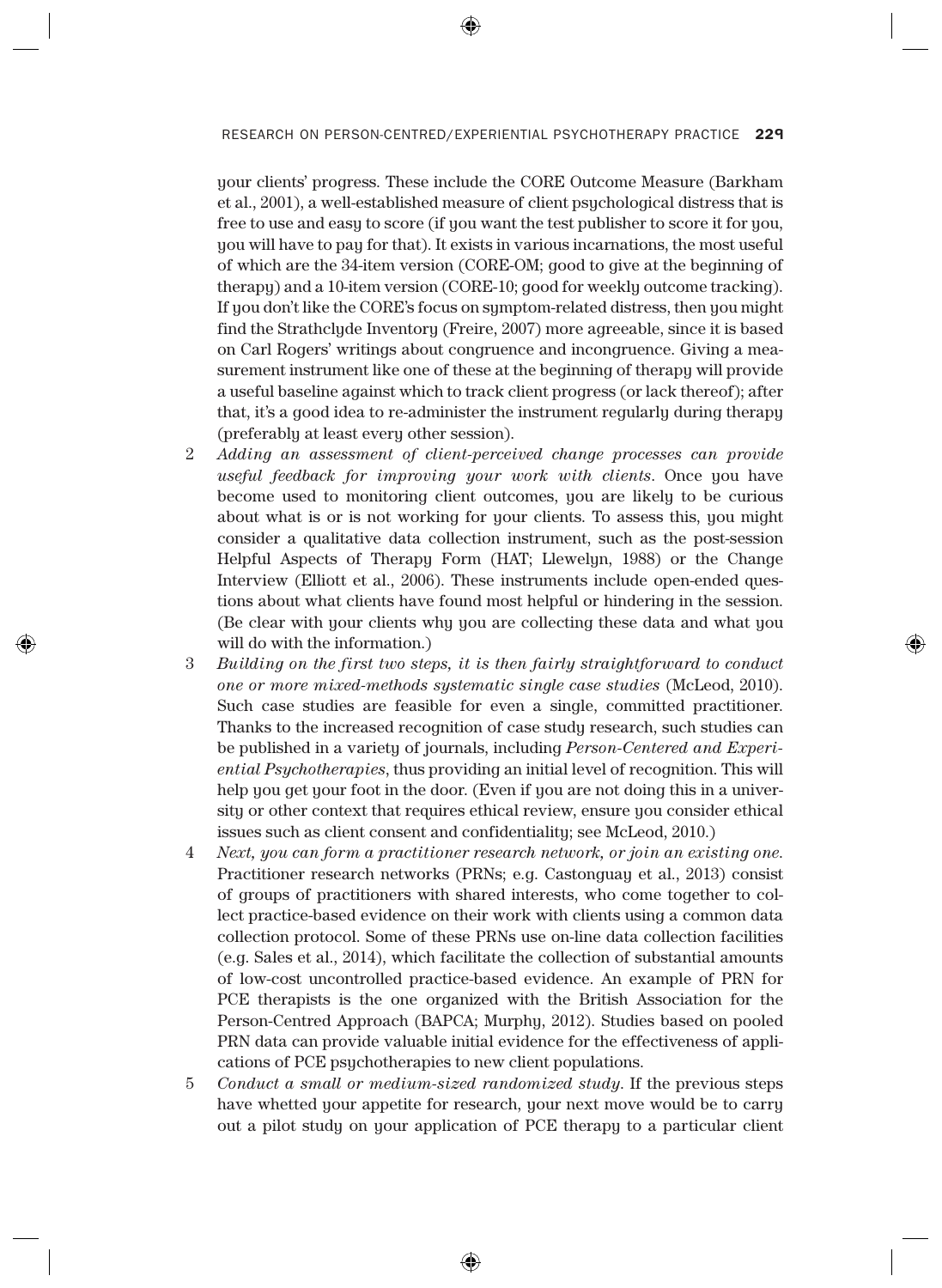your clients' progress. These include the CORE Outcome Measure (Barkham et al., 2001), a well-established measure of client psychological distress that is free to use and easy to score (if you want the test publisher to score it for you, you will have to pay for that). It exists in various incarnations, the most useful of which are the 34-item version (CORE-OM; good to give at the beginning of therapy) and a 10-item version (CORE-10; good for weekly outcome tracking). If you don't like the CORE's focus on symptom-related distress, then you might find the Strathclyde Inventory (Freire, 2007) more agreeable, since it is based on Carl Rogers' writings about congruence and incongruence. Giving a measurement instrument like one of these at the beginning of therapy will provide a useful baseline against which to track client progress (or lack thereof); after that, it's a good idea to re-administer the instrument regularly during therapy (preferably at least every other session).

2. *Adding an assessment of client-perceived change processes can provide useful feedback for improving your work with clients.* Once you have become used to monitoring client outcomes, you are likely to be curious about what is or is not working for your clients. To assess this, you might consider a qualitative data collection instrument, such as the post-session Helpful Aspects of Therapy Form (HAT; Llewelyn, 1988) or the Change Interview (Elliott et al., 2006). These instruments include open-ended questions about what clients have found most helpful or hindering in the session. (Be clear with your clients why you are collecting these data and what you will do with the information.)
3. *Building on the first two steps, it is then fairly straightforward to conduct one or more mixed-methods systematic single case studies* (McLeod, 2010). Such case studies are feasible for even a single, committed practitioner. Thanks to the increased recognition of case study research, such studies can be published in a variety of journals, including *Person-Centered and Experiential Psychotherapies*, thus providing an initial level of recognition. This will help you get your foot in the door. (Even if you are not doing this in a university or other context that requires ethical review, ensure you consider ethical issues such as client consent and confidentiality; see McLeod, 2010.)
4. *Next, you can form a practitioner research network, or join an existing one.* Practitioner research networks (PRNs; e.g. Castonguay et al., 2013) consist of groups of practitioners with shared interests, who come together to collect practice-based evidence on their work with clients using a common data collection protocol. Some of these PRNs use on-line data collection facilities (e.g. Sales et al., 2014), which facilitate the collection of substantial amounts of low-cost uncontrolled practice-based evidence. An example of PRN for PCE therapists is the one organized with the British Association for the Person-Centred Approach (BAPCA; Murphy, 2012). Studies based on pooled PRN data can provide valuable initial evidence for the effectiveness of applications of PCE psychotherapies to new client populations.
5. *Conduct a small or medium-sized randomized study.* If the previous steps have whetted your appetite for research, your next move would be to carry out a pilot study on your application of PCE therapy to a particular client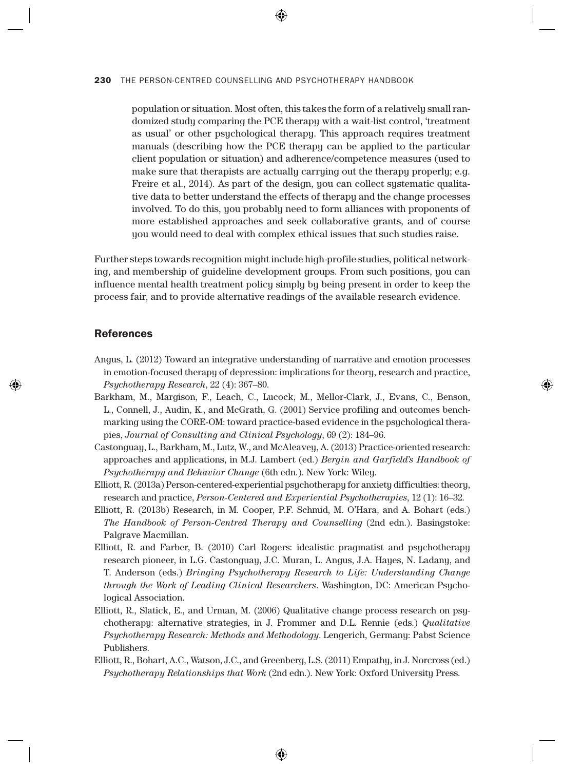population or situation. Most often, this takes the form of a relatively small randomized study comparing the PCE therapy with a wait-list control, 'treatment as usual' or other psychological therapy. This approach requires treatment manuals (describing how the PCE therapy can be applied to the particular client population or situation) and adherence/competence measures (used to make sure that therapists are actually carrying out the therapy properly; e.g. Freire et al., 2014). As part of the design, you can collect systematic qualitative data to better understand the effects of therapy and the change processes involved. To do this, you probably need to form alliances with proponents of more established approaches and seek collaborative grants, and of course you would need to deal with complex ethical issues that such studies raise.

Further steps towards recognition might include high-profile studies, political networking, and membership of guideline development groups. From such positions, you can influence mental health treatment policy simply by being present in order to keep the process fair, and to provide alternative readings of the available research evidence.

## References

Angus, L. (2012) Toward an integrative understanding of narrative and emotion processes in emotion-focused therapy of depression: implications for theory, research and practice, *Psychotherapy Research*, 22 (4): 367–80.

Barkham, M., Margison, F., Leach, C., Lucock, M., Mellor-Clark, J., Evans, C., Benson, L., Connell, J., Audin, K., and McGrath, G. (2001) Service profiling and outcomes benchmarking using the CORE-OM: toward practice-based evidence in the psychological therapies, *Journal of Consulting and Clinical Psychology*, 69 (2): 184–96.

Castonguay, L., Barkham, M., Lutz, W., and McAleavey, A. (2013) Practice-oriented research: approaches and applications, in M.J. Lambert (ed.) *Bergin and Garfield's Handbook of Psychotherapy and Behavior Change* (6th edn.). New York: Wiley.

Elliott, R. (2013a) Person-centered-experiential psychotherapy for anxiety difficulties: theory, research and practice, *Person-Centered and Experiential Psychotherapies*, 12 (1): 16–32.

Elliott, R. (2013b) Research, in M. Cooper, P.F. Schmid, M. O'Hara, and A. Bohart (eds.) *The Handbook of Person-Centred Therapy and Counselling* (2nd edn.). Basingstoke: Palgrave Macmillan.

Elliott, R. and Farber, B. (2010) Carl Rogers: idealistic pragmatist and psychotherapy research pioneer, in L.G. Castonguay, J.C. Muran, L. Angus, J.A. Hayes, N. Ladany, and T. Anderson (eds.) *Bringing Psychotherapy Research to Life: Understanding Change through the Work of Leading Clinical Researchers*. Washington, DC: American Psychological Association.

Elliott, R., Slatick, E., and Urman, M. (2006) Qualitative change process research on psychotherapy: alternative strategies, in J. Frommer and D.L. Rennie (eds.) *Qualitative Psychotherapy Research: Methods and Methodology*. Lengerich, Germany: Pabst Science Publishers.

Elliott, R., Bohart, A.C., Watson, J.C., and Greenberg, L.S. (2011) Empathy, in J. Norcross (ed.) *Psychotherapy Relationships that Work* (2nd edn.). New York: Oxford University Press.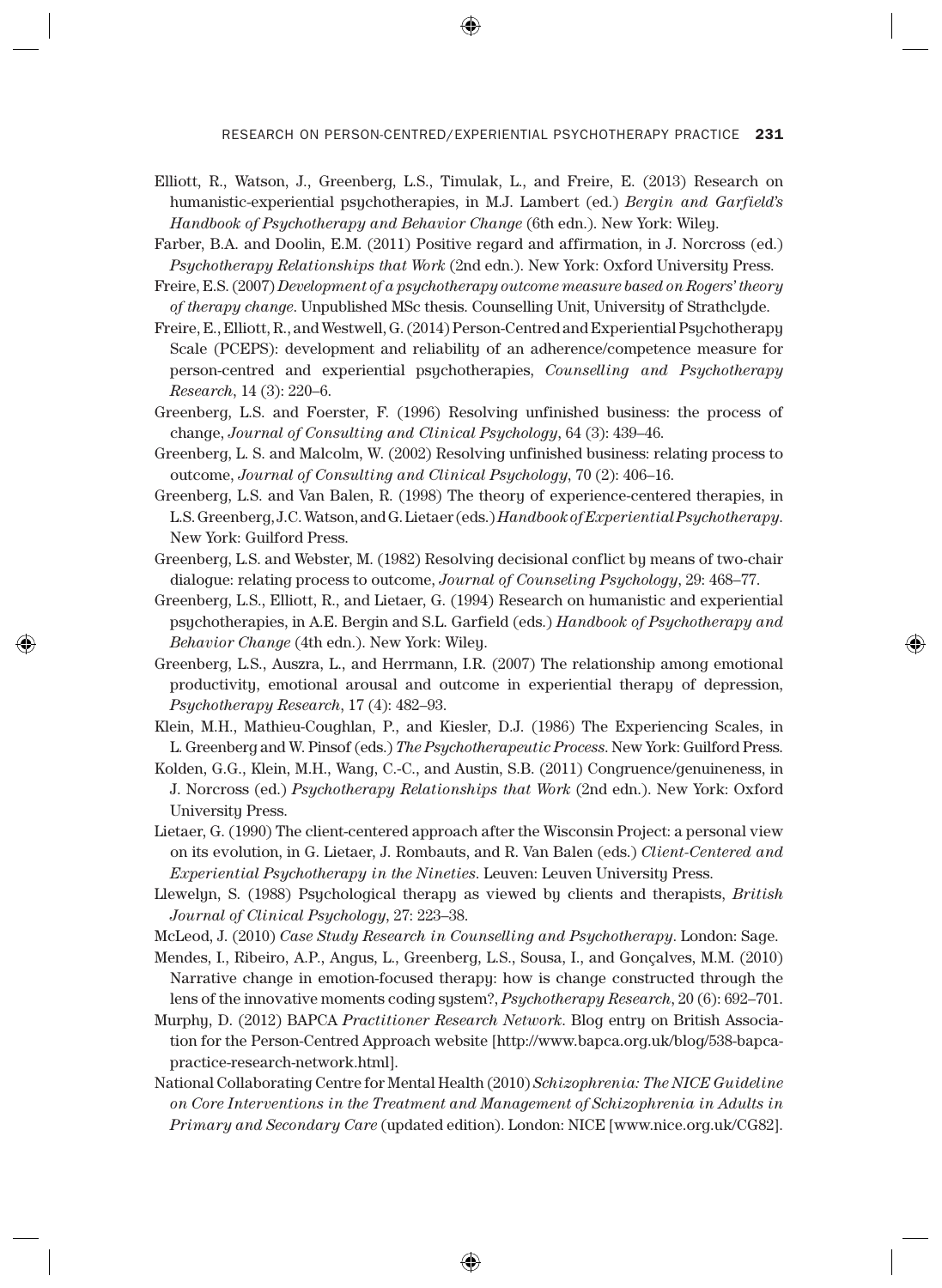Elliott, R., Watson, J., Greenberg, L.S., Timulak, L., and Freire, E. (2013) Research on humanistic-experiential psychotherapies, in M.J. Lambert (ed.) *Bergin and Garfield's Handbook of Psychotherapy and Behavior Change* (6th edn.). New York: Wiley.

Farber, B.A. and Doolin, E.M. (2011) Positive regard and affirmation, in J. Norcross (ed.) *Psychotherapy Relationships that Work* (2nd edn.). New York: Oxford University Press.

Freire, E.S. (2007) *Development of a psychotherapy outcome measure based on Rogers' theory of therapy change*. Unpublished MSc thesis. Counselling Unit, University of Strathclyde.

Freire, E., Elliott, R., and Westwell, G. (2014) Person-Centred and Experiential Psychotherapy Scale (PCEPS): development and reliability of an adherence/competence measure for person-centred and experiential psychotherapies, *Counselling and Psychotherapy Research*, 14 (3): 220–6.

Greenberg, L.S. and Foerster, F. (1996) Resolving unfinished business: the process of change, *Journal of Consulting and Clinical Psychology*, 64 (3): 439–46.

Greenberg, L. S. and Malcolm, W. (2002) Resolving unfinished business: relating process to outcome, *Journal of Consulting and Clinical Psychology*, 70 (2): 406–16.

Greenberg, L.S. and Van Balen, R. (1998) The theory of experience-centered therapies, in L.S. Greenberg, J.C. Watson, and G. Lietaer (eds.) *Handbook of Experiential Psychotherapy*. New York: Guilford Press.

Greenberg, L.S. and Webster, M. (1982) Resolving decisional conflict by means of two-chair dialogue: relating process to outcome, *Journal of Counseling Psychology*, 29: 468–77.

Greenberg, L.S., Elliott, R., and Lietaer, G. (1994) Research on humanistic and experiential psychotherapies, in A.E. Bergin and S.L. Garfield (eds.) *Handbook of Psychotherapy and Behavior Change* (4th edn.). New York: Wiley.

Greenberg, L.S., Auszra, L., and Herrmann, I.R. (2007) The relationship among emotional productivity, emotional arousal and outcome in experiential therapy of depression, *Psychotherapy Research*, 17 (4): 482–93.

Klein, M.H., Mathieu-Coughlan, P., and Kiesler, D.J. (1986) The Experiencing Scales, in L. Greenberg and W. Pinsof (eds.) *The Psychotherapeutic Process*. New York: Guilford Press.

Kolden, G.G., Klein, M.H., Wang, C.-C., and Austin, S.B. (2011) Congruence/genuineness, in J. Norcross (ed.) *Psychotherapy Relationships that Work* (2nd edn.). New York: Oxford University Press.

Lietaer, G. (1990) The client-centered approach after the Wisconsin Project: a personal view on its evolution, in G. Lietaer, J. Rombauts, and R. Van Balen (eds.) *Client-Centered and Experiential Psychotherapy in the Nineties*. Leuven: Leuven University Press.

Llewelyn, S. (1988) Psychological therapy as viewed by clients and therapists, *British Journal of Clinical Psychology*, 27: 223–38.

McLeod, J. (2010) *Case Study Research in Counselling and Psychotherapy*. London: Sage.

Mendes, I., Ribeiro, A.P., Angus, L., Greenberg, L.S., Sousa, I., and Gonçalves, M.M. (2010) Narrative change in emotion-focused therapy: how is change constructed through the lens of the innovative moments coding system?, *Psychotherapy Research*, 20 (6): 692–701.

Murphy, D. (2012) BAPCA *Practitioner Research Network*. Blog entry on British Association for the Person-Centred Approach website [http://www.bapca.org.uk/blog/538-bapca-practice-research-network.html].

National Collaborating Centre for Mental Health (2010) *Schizophrenia: The NICE Guideline on Core Interventions in the Treatment and Management of Schizophrenia in Adults in Primary and Secondary Care* (updated edition). London: NICE [www.nice.org.uk/CG82].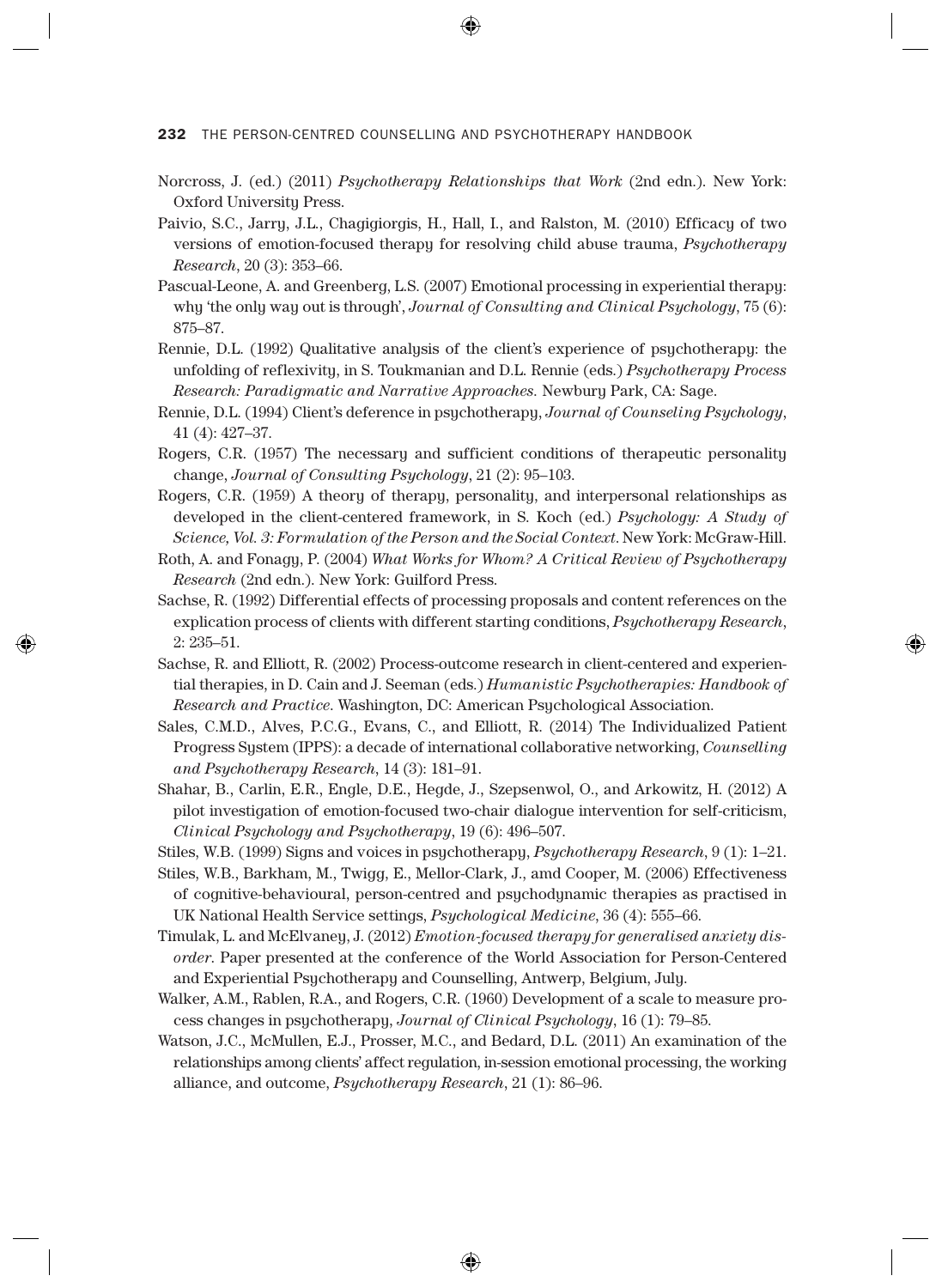Norcross, J. (ed.) (2011) *Psychotherapy Relationships that Work* (2nd edn.). New York: Oxford University Press.

Paivio, S.C., Jarry, J.L., Chagigiorgis, H., Hall, I., and Ralston, M. (2010) Efficacy of two versions of emotion-focused therapy for resolving child abuse trauma, *Psychotherapy Research*, 20 (3): 353–66.

Pascual-Leone, A. and Greenberg, L.S. (2007) Emotional processing in experiential therapy: why 'the only way out is through', *Journal of Consulting and Clinical Psychology*, 75 (6): 875–87.

Rennie, D.L. (1992) Qualitative analysis of the client's experience of psychotherapy: the unfolding of reflexivity, in S. Toukmanian and D.L. Rennie (eds.) *Psychotherapy Process Research: Paradigmatic and Narrative Approaches.* Newbury Park, CA: Sage.

Rennie, D.L. (1994) Client's deference in psychotherapy, *Journal of Counseling Psychology*, 41 (4): 427–37.

Rogers, C.R. (1957) The necessary and sufficient conditions of therapeutic personality change, *Journal of Consulting Psychology*, 21 (2): 95–103.

Rogers, C.R. (1959) A theory of therapy, personality, and interpersonal relationships as developed in the client-centered framework, in S. Koch (ed.) *Psychology: A Study of Science, Vol. 3: Formulation of the Person and the Social Context.* New York: McGraw-Hill.

Roth, A. and Fonagy, P. (2004) *What Works for Whom? A Critical Review of Psychotherapy Research* (2nd edn.). New York: Guilford Press.

Sachse, R. (1992) Differential effects of processing proposals and content references on the explication process of clients with different starting conditions, *Psychotherapy Research*, 2: 235–51.

Sachse, R. and Elliott, R. (2002) Process-outcome research in client-centered and experiential therapies, in D. Cain and J. Seeman (eds.) *Humanistic Psychotherapies: Handbook of Research and Practice.* Washington, DC: American Psychological Association.

Sales, C.M.D., Alves, P.C.G., Evans, C., and Elliott, R. (2014) The Individualized Patient Progress System (IPPS): a decade of international collaborative networking, *Counselling and Psychotherapy Research*, 14 (3): 181–91.

Shahar, B., Carlin, E.R., Engle, D.E., Hegde, J., Szepsenwol, O., and Arkowitz, H. (2012) A pilot investigation of emotion-focused two-chair dialogue intervention for self-criticism, *Clinical Psychology and Psychotherapy*, 19 (6): 496–507.

Stiles, W.B. (1999) Signs and voices in psychotherapy, *Psychotherapy Research*, 9 (1): 1–21.

Stiles, W.B., Barkham, M., Twigg, E., Mellor-Clark, J., and Cooper, M. (2006) Effectiveness of cognitive-behavioural, person-centred and psychodynamic therapies as practised in UK National Health Service settings, *Psychological Medicine*, 36 (4): 555–66.

Timulak, L. and McElvaney, J. (2012) *Emotion-focused therapy for generalised anxiety disorder.* Paper presented at the conference of the World Association for Person-Centered and Experiential Psychotherapy and Counselling, Antwerp, Belgium, July.

Walker, A.M., Rablen, R.A., and Rogers, C.R. (1960) Development of a scale to measure process changes in psychotherapy, *Journal of Clinical Psychology*, 16 (1): 79–85.

Watson, J.C., McMullen, E.J., Prosser, M.C., and Bedard, D.L. (2011) An examination of the relationships among clients' affect regulation, in-session emotional processing, the working alliance, and outcome, *Psychotherapy Research*, 21 (1): 86–96.